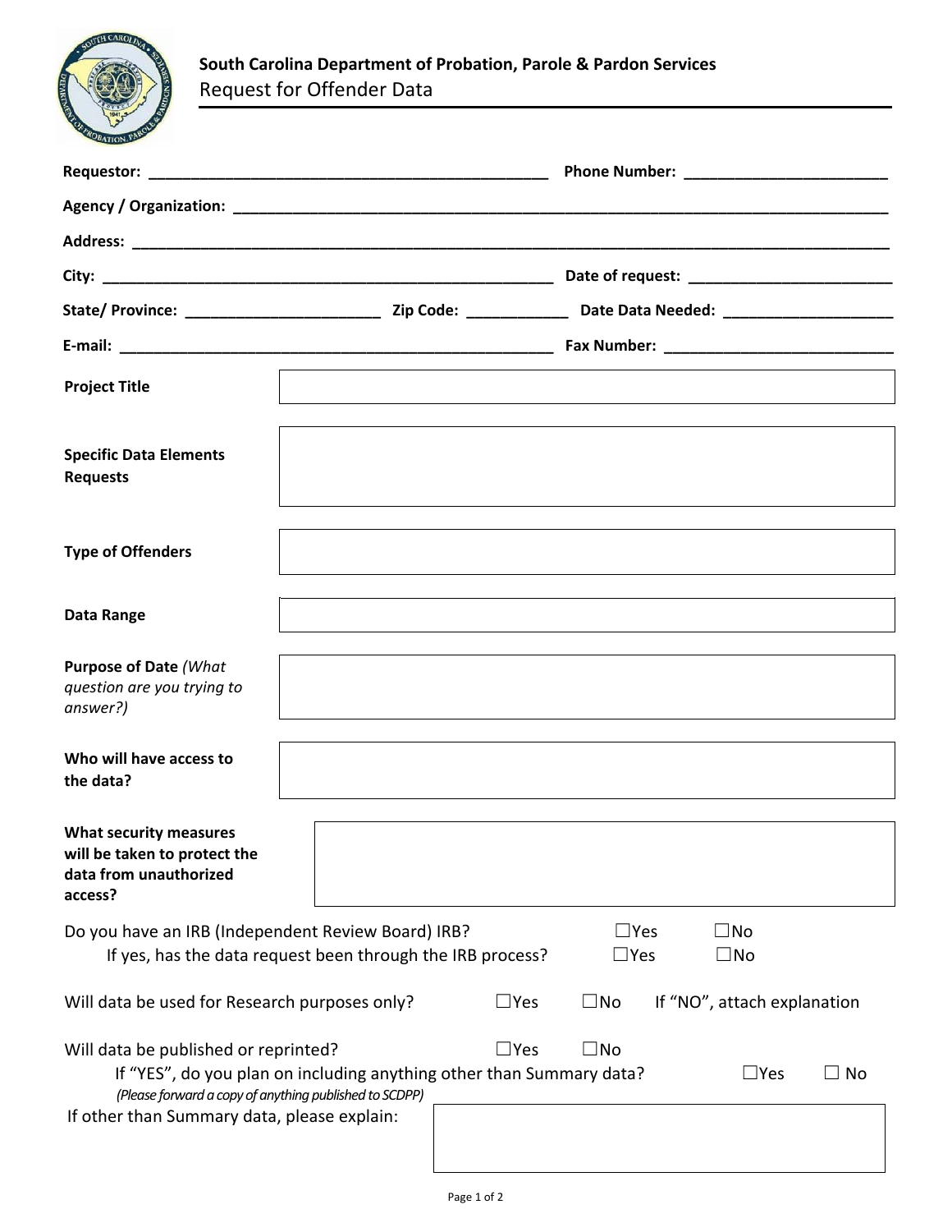**South Carolina Department of Probation, Parole & Pardon Services**

# Request for Offender Data

**Requestor:** _______________________________________________ **Phone Number:** _______________________

**Agency / Organization:** ______________________________________________________________________________

**Address:** ________________________________________________________________________________________

**City:** _____________________________________________________ **Date of request:** ________________________

**State/ Province:** ______________________ **Zip Code:** ___________ **Date Data Needed:** ___________________

**E-mail:** ___________________________________________________ **Fax Number:** ___________________________

| | |
|---|---|
| **Project Title** | |
| **Specific Data Elements Requests** | |
| **Type of Offenders** | |
| **Data Range** | |
| **Purpose of Date** *(What question are you trying to answer?)* | |
| **Who will have access to the data?** | |
| **What security measures will be taken to protect the data from unauthorized access?** | |

Do you have an IRB (Independent Review Board) IRB? ☐Yes ☐No

If yes, has the data request been through the IRB process? ☐Yes ☐No

Will data be used for Research purposes only? ☐Yes ☐No If "NO", attach explanation

Will data be published or reprinted? ☐Yes ☐No

If "YES", do you plan on including anything other than Summary data? ☐Yes ☐ No

*(Please forward a copy of anything published to SCDPP)*

If other than Summary data, please explain: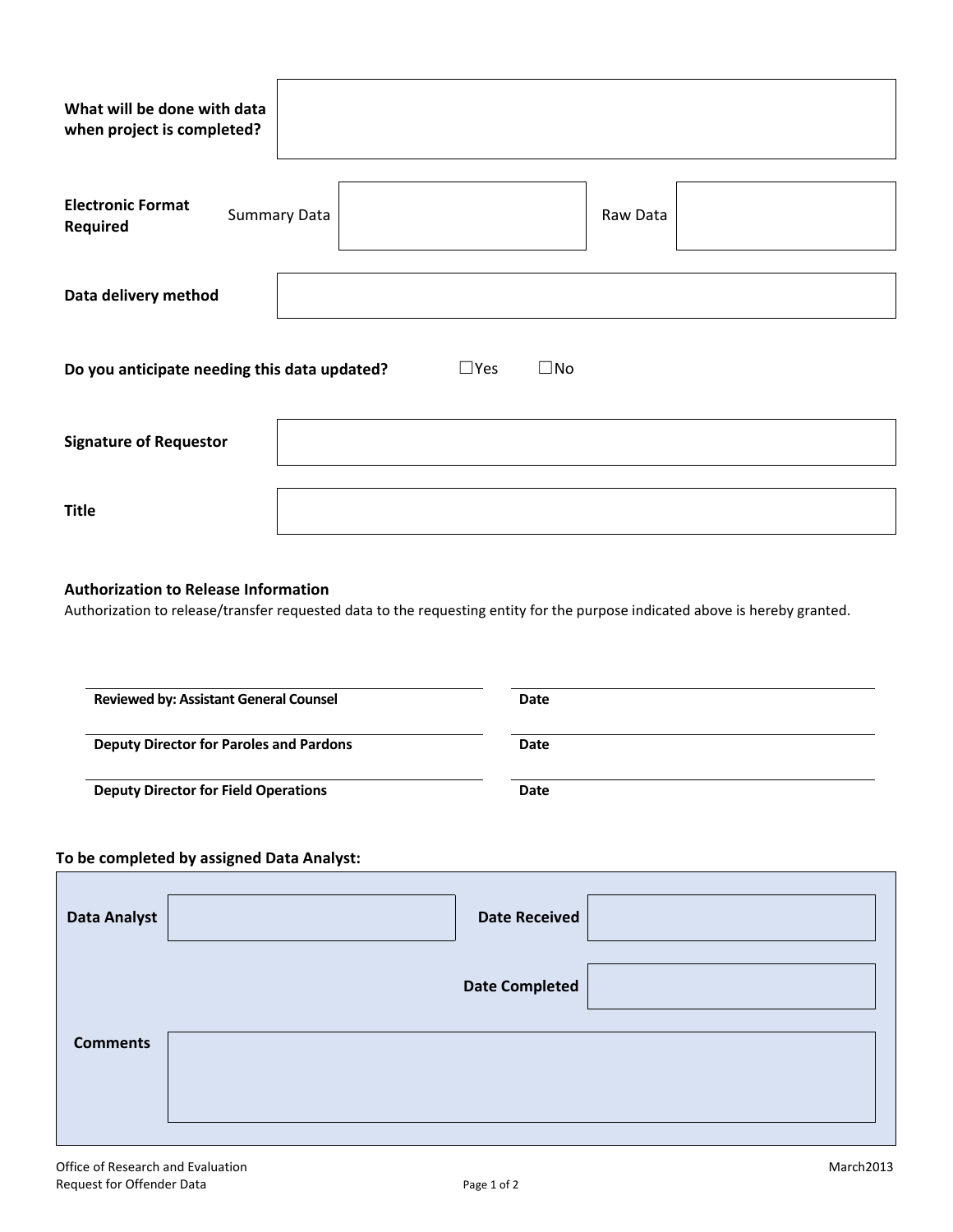**What will be done with data when project is completed?**

**Electronic Format Required** Summary Data Raw Data

**Data delivery method**

**Do you anticipate needing this data updated?** ☐Yes ☐No

**Signature of Requestor**

**Title**

**Authorization to Release Information**

Authorization to release/transfer requested data to the requesting entity for the purpose indicated above is hereby granted.

| | |
|---|---|
| **Reviewed by: Assistant General Counsel** | **Date** |
| **Deputy Director for Paroles and Pardons** | **Date** |
| **Deputy Director for Field Operations** | **Date** |

**To be completed by assigned Data Analyst:**

**Data Analyst** **Date Received**

**Date Completed**

**Comments**

Office of Research and Evaluation
Request for Offender Data

March2013